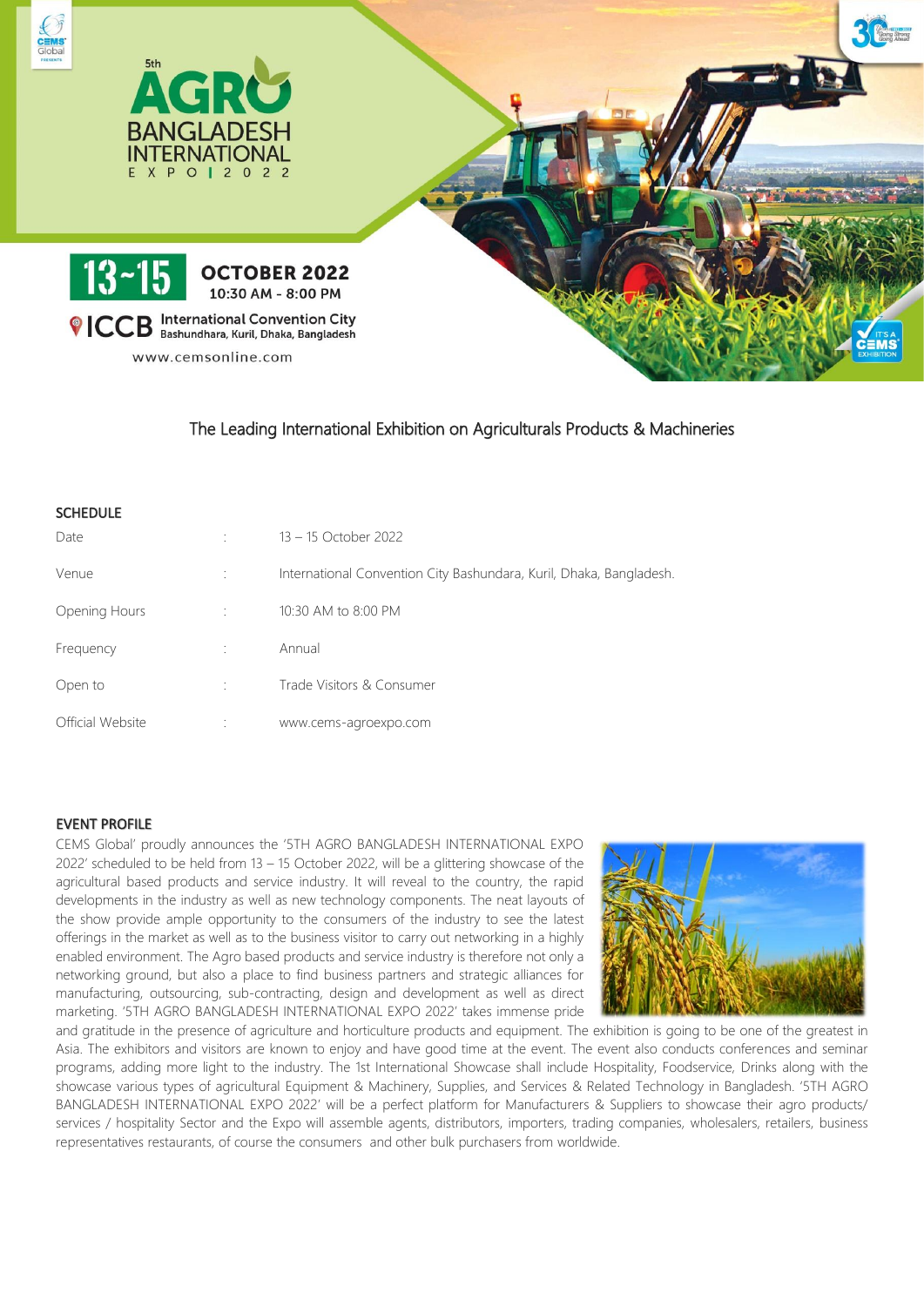5th

# AGRO BANGLADESH INTERNATIONAL EXPO | 2022

**13~15 OCTOBER 2022**
10:30 AM - 8:00 PM

**ICCB** International Convention City
Bashundhara, Kuril, Dhaka, Bangladesh

www.cemsonline.com

The Leading International Exhibition on Agriculturals Products & Machineries

## SCHEDULE

| | | |
|---|---|---|
| Date | : | 13 – 15 October 2022 |
| Venue | : | International Convention City Bashundara, Kuril, Dhaka, Bangladesh. |
| Opening Hours | : | 10:30 AM to 8:00 PM |
| Frequency | : | Annual |
| Open to | : | Trade Visitors & Consumer |
| Official Website | : | www.cems-agroexpo.com |

## EVENT PROFILE

CEMS Global' proudly announces the '5TH AGRO BANGLADESH INTERNATIONAL EXPO 2022' scheduled to be held from 13 – 15 October 2022, will be a glittering showcase of the agricultural based products and service industry. It will reveal to the country, the rapid developments in the industry as well as new technology components. The neat layouts of the show provide ample opportunity to the consumers of the industry to see the latest offerings in the market as well as to the business visitor to carry out networking in a highly enabled environment. The Agro based products and service industry is therefore not only a networking ground, but also a place to find business partners and strategic alliances for manufacturing, outsourcing, sub-contracting, design and development as well as direct marketing. '5TH AGRO BANGLADESH INTERNATIONAL EXPO 2022' takes immense pride and gratitude in the presence of agriculture and horticulture products and equipment. The exhibition is going to be one of the greatest in Asia. The exhibitors and visitors are known to enjoy and have good time at the event. The event also conducts conferences and seminar programs, adding more light to the industry. The 1st International Showcase shall include Hospitality, Foodservice, Drinks along with the showcase various types of agricultural Equipment & Machinery, Supplies, and Services & Related Technology in Bangladesh. '5TH AGRO BANGLADESH INTERNATIONAL EXPO 2022' will be a perfect platform for Manufacturers & Suppliers to showcase their agro products/ services / hospitality Sector and the Expo will assemble agents, distributors, importers, trading companies, wholesalers, retailers, business representatives restaurants, of course the consumers and other bulk purchasers from worldwide.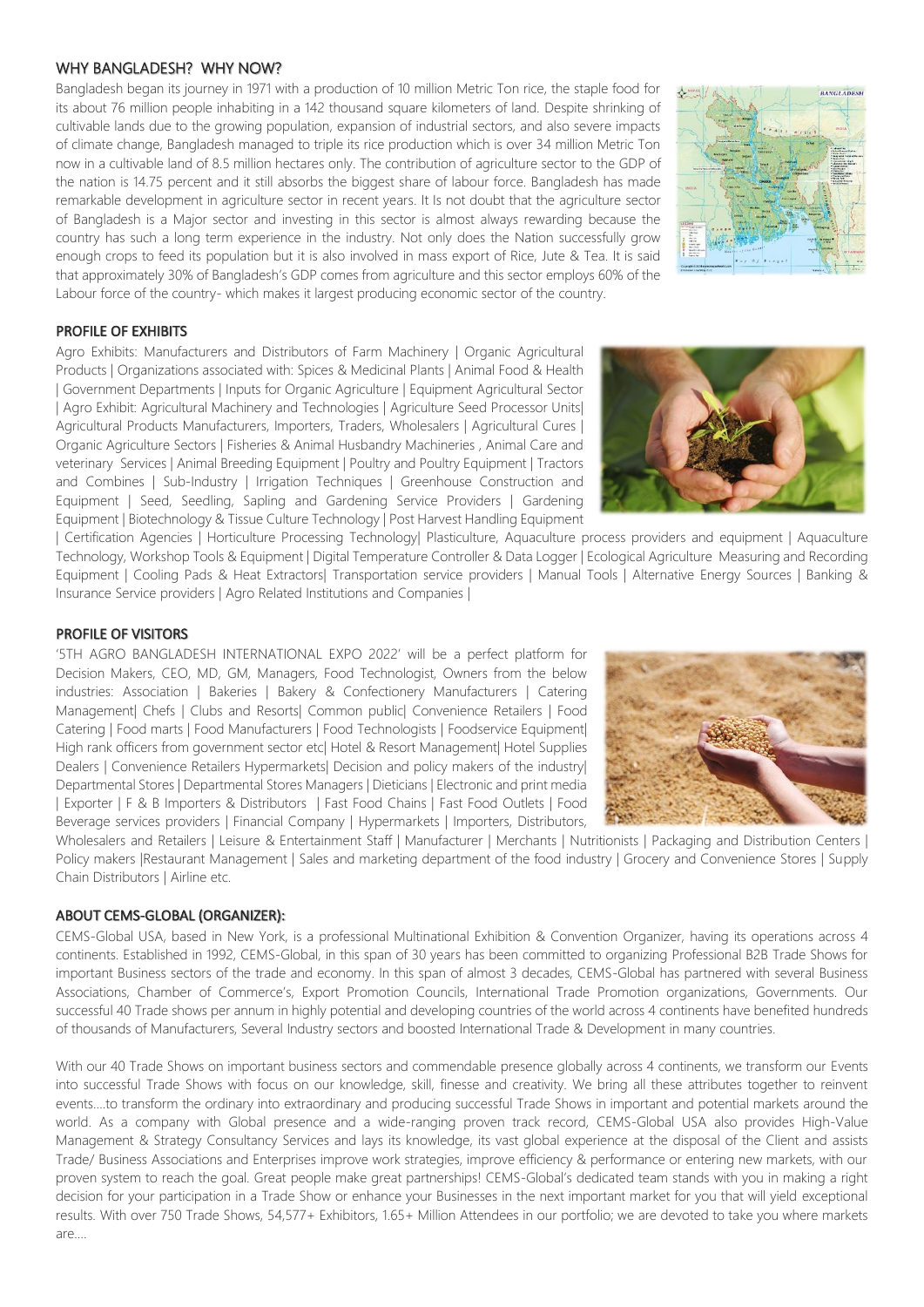## WHY BANGLADESH? WHY NOW?

Bangladesh began its journey in 1971 with a production of 10 million Metric Ton rice, the staple food for its about 76 million people inhabiting in a 142 thousand square kilometers of land. Despite shrinking of cultivable lands due to the growing population, expansion of industrial sectors, and also severe impacts of climate change, Bangladesh managed to triple its rice production which is over 34 million Metric Ton now in a cultivable land of 8.5 million hectares only. The contribution of agriculture sector to the GDP of the nation is 14.75 percent and it still absorbs the biggest share of labour force. Bangladesh has made remarkable development in agriculture sector in recent years. It Is not doubt that the agriculture sector of Bangladesh is a Major sector and investing in this sector is almost always rewarding because the country has such a long term experience in the industry. Not only does the Nation successfully grow enough crops to feed its population but it is also involved in mass export of Rice, Jute & Tea. It is said that approximately 30% of Bangladesh's GDP comes from agriculture and this sector employs 60% of the Labour force of the country- which makes it largest producing economic sector of the country.

## PROFILE OF EXHIBITS

Agro Exhibits: Manufacturers and Distributors of Farm Machinery | Organic Agricultural Products | Organizations associated with: Spices & Medicinal Plants | Animal Food & Health | Government Departments | Inputs for Organic Agriculture | Equipment Agricultural Sector | Agro Exhibit: Agricultural Machinery and Technologies | Agriculture Seed Processor Units| Agricultural Products Manufacturers, Importers, Traders, Wholesalers | Agricultural Cures | Organic Agriculture Sectors | Fisheries & Animal Husbandry Machineries , Animal Care and veterinary Services | Animal Breeding Equipment | Poultry and Poultry Equipment | Tractors and Combines | Sub-Industry | Irrigation Techniques | Greenhouse Construction and Equipment | Seed, Seedling, Sapling and Gardening Service Providers | Gardening Equipment | Biotechnology & Tissue Culture Technology | Post Harvest Handling Equipment | Certification Agencies | Horticulture Processing Technology| Plasticulture, Aquaculture process providers and equipment | Aquaculture Technology, Workshop Tools & Equipment | Digital Temperature Controller & Data Logger | Ecological Agriculture Measuring and Recording Equipment | Cooling Pads & Heat Extractors| Transportation service providers | Manual Tools | Alternative Energy Sources | Banking & Insurance Service providers | Agro Related Institutions and Companies |

## PROFILE OF VISITORS

'5TH AGRO BANGLADESH INTERNATIONAL EXPO 2022' will be a perfect platform for Decision Makers, CEO, MD, GM, Managers, Food Technologist, Owners from the below industries: Association | Bakeries | Bakery & Confectionery Manufacturers | Catering Management| Chefs | Clubs and Resorts| Common public| Convenience Retailers | Food Catering | Food marts | Food Manufacturers | Food Technologists | Foodservice Equipment| High rank officers from government sector etc| Hotel & Resort Management| Hotel Supplies Dealers | Convenience Retailers Hypermarkets| Decision and policy makers of the industry| Departmental Stores | Departmental Stores Managers | Dieticians | Electronic and print media | Exporter | F & B Importers & Distributors | Fast Food Chains | Fast Food Outlets | Food Beverage services providers | Financial Company | Hypermarkets | Importers, Distributors, Wholesalers and Retailers | Leisure & Entertainment Staff | Manufacturer | Merchants | Nutritionists | Packaging and Distribution Centers | Policy makers |Restaurant Management | Sales and marketing department of the food industry | Grocery and Convenience Stores | Supply Chain Distributors | Airline etc.

## ABOUT CEMS-GLOBAL (ORGANIZER):

CEMS-Global USA, based in New York, is a professional Multinational Exhibition & Convention Organizer, having its operations across 4 continents. Established in 1992, CEMS-Global, in this span of 30 years has been committed to organizing Professional B2B Trade Shows for important Business sectors of the trade and economy. In this span of almost 3 decades, CEMS-Global has partnered with several Business Associations, Chamber of Commerce's, Export Promotion Councils, International Trade Promotion organizations, Governments. Our successful 40 Trade shows per annum in highly potential and developing countries of the world across 4 continents have benefited hundreds of thousands of Manufacturers, Several Industry sectors and boosted International Trade & Development in many countries.

With our 40 Trade Shows on important business sectors and commendable presence globally across 4 continents, we transform our Events into successful Trade Shows with focus on our knowledge, skill, finesse and creativity. We bring all these attributes together to reinvent events....to transform the ordinary into extraordinary and producing successful Trade Shows in important and potential markets around the world. As a company with Global presence and a wide-ranging proven track record, CEMS-Global USA also provides High-Value Management & Strategy Consultancy Services and lays its knowledge, its vast global experience at the disposal of the Client and assists Trade/ Business Associations and Enterprises improve work strategies, improve efficiency & performance or entering new markets, with our proven system to reach the goal. Great people make great partnerships! CEMS-Global's dedicated team stands with you in making a right decision for your participation in a Trade Show or enhance your Businesses in the next important market for you that will yield exceptional results. With over 750 Trade Shows, 54,577+ Exhibitors, 1.65+ Million Attendees in our portfolio; we are devoted to take you where markets are....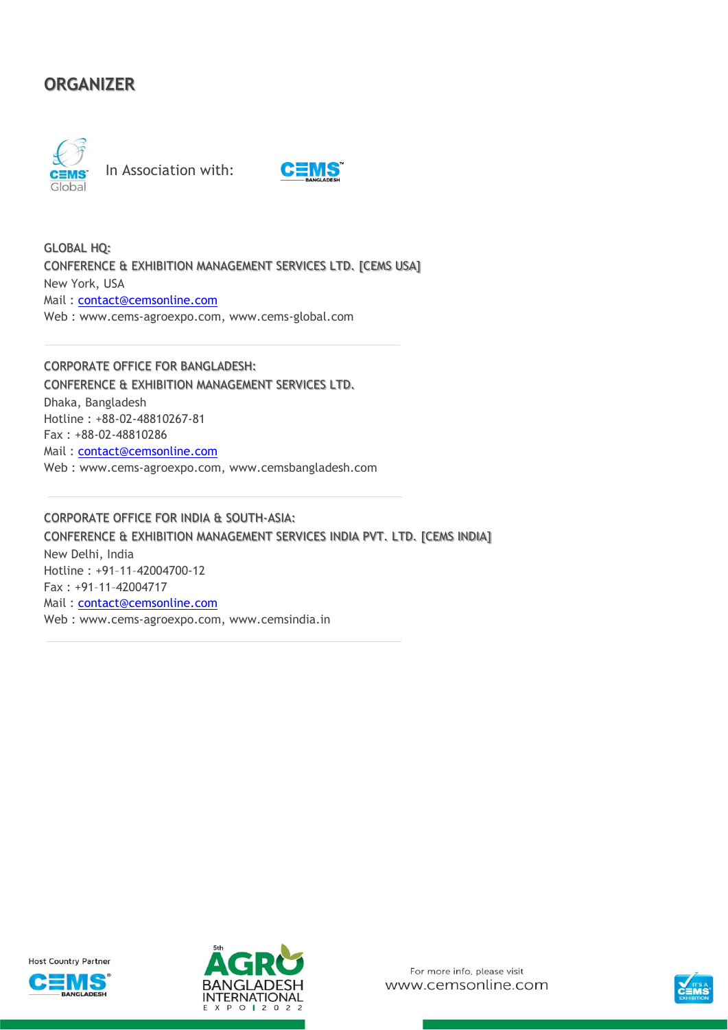## ORGANIZER

In Association with:

GLOBAL HQ:
CONFERENCE & EXHIBITION MANAGEMENT SERVICES LTD. [CEMS USA]
New York, USA
Mail : contact@cemsonline.com
Web : www.cems-agroexpo.com, www.cems-global.com

CORPORATE OFFICE FOR BANGLADESH:
CONFERENCE & EXHIBITION MANAGEMENT SERVICES LTD.
Dhaka, Bangladesh
Hotline : +88-02-48810267-81
Fax : +88-02-48810286
Mail : contact@cemsonline.com
Web : www.cems-agroexpo.com, www.cemsbangladesh.com

CORPORATE OFFICE FOR INDIA & SOUTH-ASIA:
CONFERENCE & EXHIBITION MANAGEMENT SERVICES INDIA PVT. LTD. [CEMS INDIA]
New Delhi, India
Hotline : +91-11-42004700-12
Fax : +91-11-42004717
Mail : contact@cemsonline.com
Web : www.cems-agroexpo.com, www.cemsindia.in

Host Country Partner

For more info, please visit
www.cemsonline.com